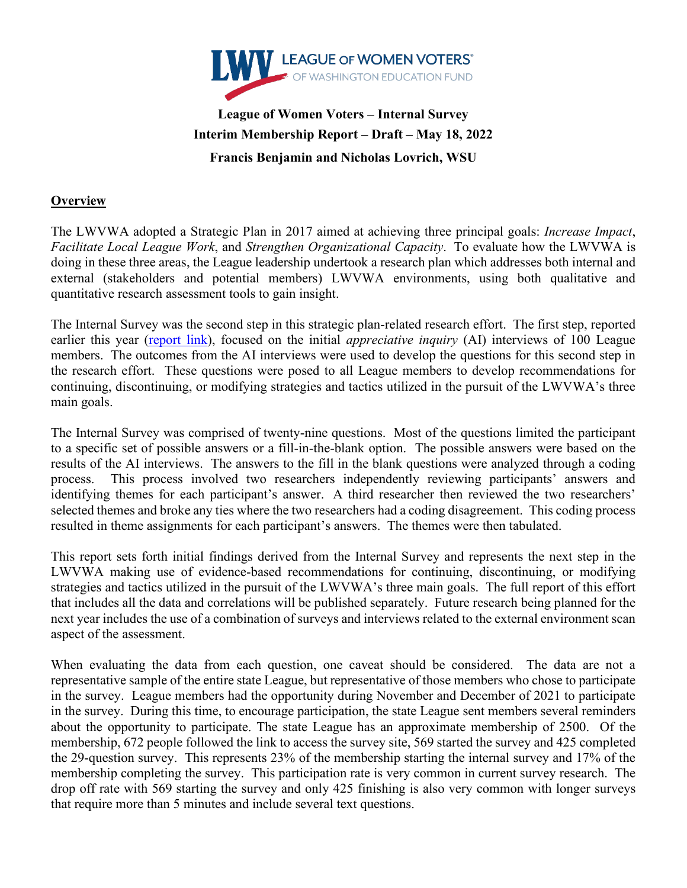LEAGUE OF WOMEN VOTERS OF WASHINGTON EDUCATION FUND

**League of Women Voters – Internal Survey**

**Interim Membership Report – Draft – May 18, 2022**

**Francis Benjamin and Nicholas Lovrich, WSU**

## Overview

The LWVWA adopted a Strategic Plan in 2017 aimed at achieving three principal goals: *Increase Impact*, *Facilitate Local League Work*, and *Strengthen Organizational Capacity*. To evaluate how the LWVWA is doing in these three areas, the League leadership undertook a research plan which addresses both internal and external (stakeholders and potential members) LWVWA environments, using both qualitative and quantitative research assessment tools to gain insight.

The Internal Survey was the second step in this strategic plan-related research effort. The first step, reported earlier this year (report link), focused on the initial *appreciative inquiry* (AI) interviews of 100 League members. The outcomes from the AI interviews were used to develop the questions for this second step in the research effort. These questions were posed to all League members to develop recommendations for continuing, discontinuing, or modifying strategies and tactics utilized in the pursuit of the LWVWA's three main goals.

The Internal Survey was comprised of twenty-nine questions. Most of the questions limited the participant to a specific set of possible answers or a fill-in-the-blank option. The possible answers were based on the results of the AI interviews. The answers to the fill in the blank questions were analyzed through a coding process. This process involved two researchers independently reviewing participants' answers and identifying themes for each participant's answer. A third researcher then reviewed the two researchers' selected themes and broke any ties where the two researchers had a coding disagreement. This coding process resulted in theme assignments for each participant's answers. The themes were then tabulated.

This report sets forth initial findings derived from the Internal Survey and represents the next step in the LWVWA making use of evidence-based recommendations for continuing, discontinuing, or modifying strategies and tactics utilized in the pursuit of the LWVWA's three main goals. The full report of this effort that includes all the data and correlations will be published separately. Future research being planned for the next year includes the use of a combination of surveys and interviews related to the external environment scan aspect of the assessment.

When evaluating the data from each question, one caveat should be considered. The data are not a representative sample of the entire state League, but representative of those members who chose to participate in the survey. League members had the opportunity during November and December of 2021 to participate in the survey. During this time, to encourage participation, the state League sent members several reminders about the opportunity to participate. The state League has an approximate membership of 2500. Of the membership, 672 people followed the link to access the survey site, 569 started the survey and 425 completed the 29-question survey. This represents 23% of the membership starting the internal survey and 17% of the membership completing the survey. This participation rate is very common in current survey research. The drop off rate with 569 starting the survey and only 425 finishing is also very common with longer surveys that require more than 5 minutes and include several text questions.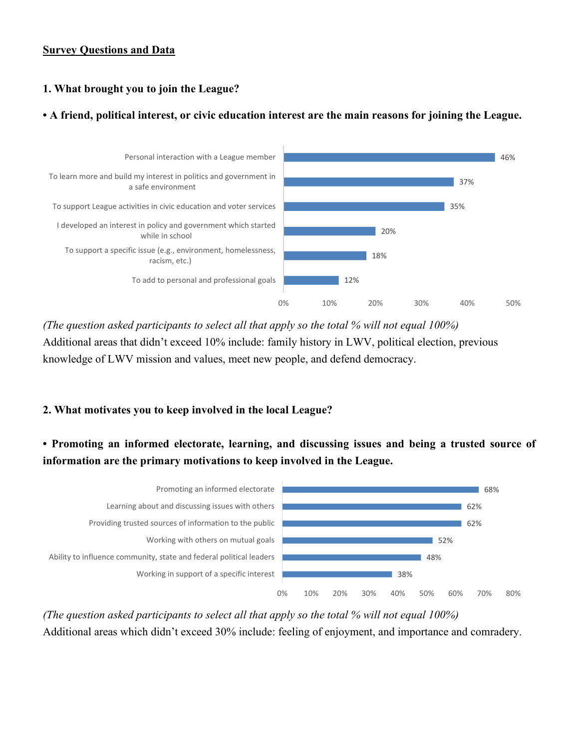**Survey Questions and Data**

**1. What brought you to join the League?**

**• A friend, political interest, or civic education interest are the main reasons for joining the League.**

| Reason | % |
| --- | --- |
| Personal interaction with a League member | 46% |
| To learn more and build my interest in politics and government in a safe environment | 37% |
| To support League activities in civic education and voter services | 35% |
| I developed an interest in policy and government which started while in school | 20% |
| To support a specific issue (e.g., environment, homelessness, racism, etc.) | 18% |
| To add to personal and professional goals | 12% |

*(The question asked participants to select all that apply so the total % will not equal 100%)*
Additional areas that didn't exceed 10% include: family history in LWV, political election, previous knowledge of LWV mission and values, meet new people, and defend democracy.

**2. What motivates you to keep involved in the local League?**

**• Promoting an informed electorate, learning, and discussing issues and being a trusted source of information are the primary motivations to keep involved in the League.**

| Motivation | % |
| --- | --- |
| Promoting an informed electorate | 68% |
| Learning about and discussing issues with others | 62% |
| Providing trusted sources of information to the public | 62% |
| Working with others on mutual goals | 52% |
| Ability to influence community, state and federal political leaders | 48% |
| Working in support of a specific interest | 38% |

*(The question asked participants to select all that apply so the total % will not equal 100%)*
Additional areas which didn't exceed 30% include: feeling of enjoyment, and importance and comradery.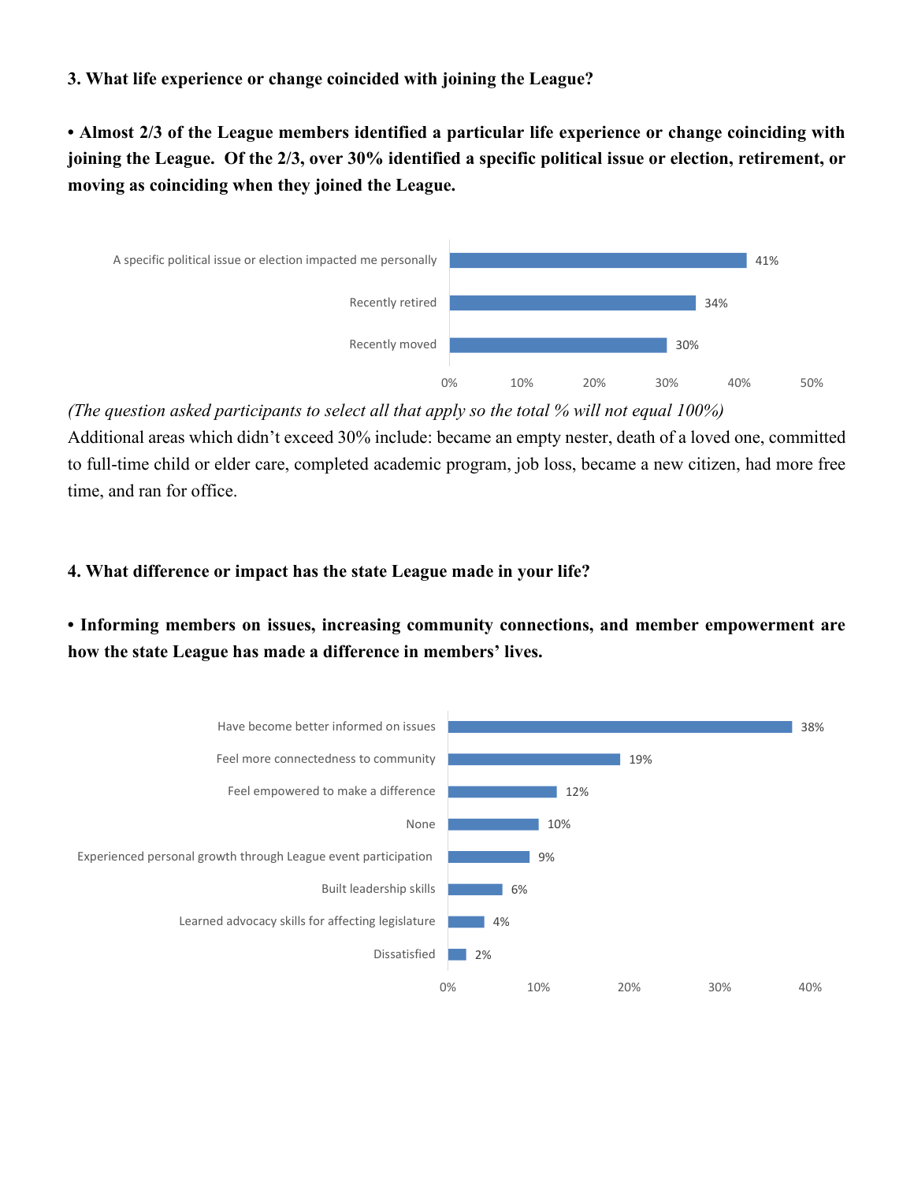**3. What life experience or change coincided with joining the League?**

**• Almost 2/3 of the League members identified a particular life experience or change coinciding with joining the League. Of the 2/3, over 30% identified a specific political issue or election, retirement, or moving as coinciding when they joined the League.**

| Life experience or change | Percentage |
| --- | --- |
| A specific political issue or election impacted me personally | 41% |
| Recently retired | 34% |
| Recently moved | 30% |

*(The question asked participants to select all that apply so the total % will not equal 100%)*

Additional areas which didn't exceed 30% include: became an empty nester, death of a loved one, committed to full-time child or elder care, completed academic program, job loss, became a new citizen, had more free time, and ran for office.

**4. What difference or impact has the state League made in your life?**

**• Informing members on issues, increasing community connections, and member empowerment are how the state League has made a difference in members' lives.**

| Difference or impact | Percentage |
| --- | --- |
| Have become better informed on issues | 38% |
| Feel more connectedness to community | 19% |
| Feel empowered to make a difference | 12% |
| None | 10% |
| Experienced personal growth through League event participation | 9% |
| Built leadership skills | 6% |
| Learned advocacy skills for affecting legislature | 4% |
| Dissatisfied | 2% |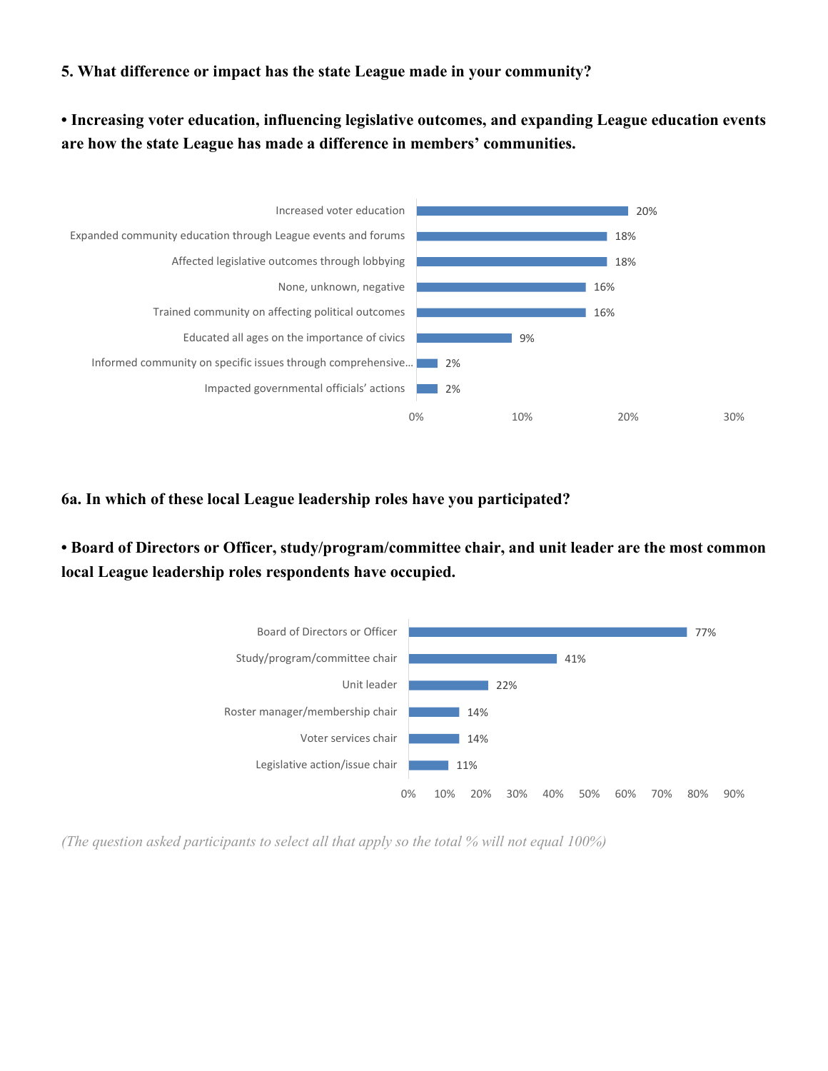**5. What difference or impact has the state League made in your community?**

**• Increasing voter education, influencing legislative outcomes, and expanding League education events are how the state League has made a difference in members' communities.**

| Response | % |
|---|---|
| Increased voter education | 20% |
| Expanded community education through League events and forums | 18% |
| Affected legislative outcomes through lobbying | 18% |
| None, unknown, negative | 16% |
| Trained community on affecting political outcomes | 16% |
| Educated all ages on the importance of civics | 9% |
| Informed community on specific issues through comprehensive… | 2% |
| Impacted governmental officials' actions | 2% |

**6a. In which of these local League leadership roles have you participated?**

**• Board of Directors or Officer, study/program/committee chair, and unit leader are the most common local League leadership roles respondents have occupied.**

| Role | % |
|---|---|
| Board of Directors or Officer | 77% |
| Study/program/committee chair | 41% |
| Unit leader | 22% |
| Roster manager/membership chair | 14% |
| Voter services chair | 14% |
| Legislative action/issue chair | 11% |

*(The question asked participants to select all that apply so the total % will not equal 100%)*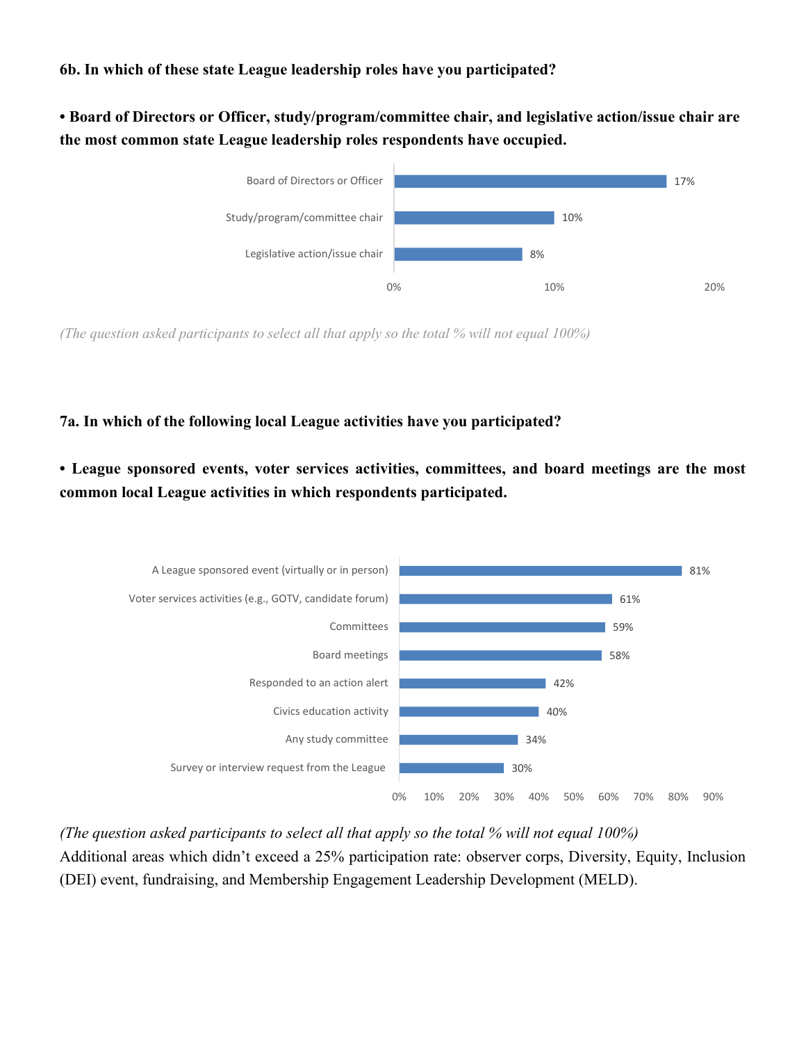**6b. In which of these state League leadership roles have you participated?**

**• Board of Directors or Officer, study/program/committee chair, and legislative action/issue chair are the most common state League leadership roles respondents have occupied.**

| Role | % |
| --- | --- |
| Board of Directors or Officer | 17% |
| Study/program/committee chair | 10% |
| Legislative action/issue chair | 8% |

*(The question asked participants to select all that apply so the total % will not equal 100%)*

**7a. In which of the following local League activities have you participated?**

**• League sponsored events, voter services activities, committees, and board meetings are the most common local League activities in which respondents participated.**

| Activity | % |
| --- | --- |
| A League sponsored event (virtually or in person) | 81% |
| Voter services activities (e.g., GOTV, candidate forum) | 61% |
| Committees | 59% |
| Board meetings | 58% |
| Responded to an action alert | 42% |
| Civics education activity | 40% |
| Any study committee | 34% |
| Survey or interview request from the League | 30% |

*(The question asked participants to select all that apply so the total % will not equal 100%)*

Additional areas which didn't exceed a 25% participation rate: observer corps, Diversity, Equity, Inclusion (DEI) event, fundraising, and Membership Engagement Leadership Development (MELD).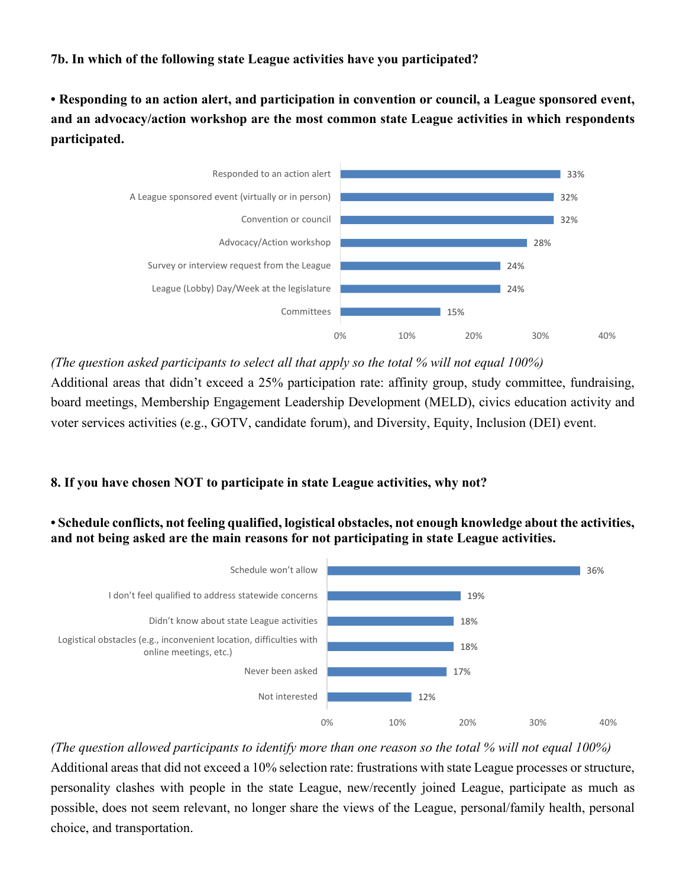**7b. In which of the following state League activities have you participated?**

**• Responding to an action alert, and participation in convention or council, a League sponsored event, and an advocacy/action workshop are the most common state League activities in which respondents participated.**

| Activity | Percentage |
| --- | --- |
| Responded to an action alert | 33% |
| A League sponsored event (virtually or in person) | 32% |
| Convention or council | 32% |
| Advocacy/Action workshop | 28% |
| Survey or interview request from the League | 24% |
| League (Lobby) Day/Week at the legislature | 24% |
| Committees | 15% |

*(The question asked participants to select all that apply so the total % will not equal 100%)*

Additional areas that didn't exceed a 25% participation rate: affinity group, study committee, fundraising, board meetings, Membership Engagement Leadership Development (MELD), civics education activity and voter services activities (e.g., GOTV, candidate forum), and Diversity, Equity, Inclusion (DEI) event.

**8. If you have chosen NOT to participate in state League activities, why not?**

**• Schedule conflicts, not feeling qualified, logistical obstacles, not enough knowledge about the activities, and not being asked are the main reasons for not participating in state League activities.**

| Reason | Percentage |
| --- | --- |
| Schedule won't allow | 36% |
| I don't feel qualified to address statewide concerns | 19% |
| Didn't know about state League activities | 18% |
| Logistical obstacles (e.g., inconvenient location, difficulties with online meetings, etc.) | 18% |
| Never been asked | 17% |
| Not interested | 12% |

*(The question allowed participants to identify more than one reason so the total % will not equal 100%)*

Additional areas that did not exceed a 10% selection rate: frustrations with state League processes or structure, personality clashes with people in the state League, new/recently joined League, participate as much as possible, does not seem relevant, no longer share the views of the League, personal/family health, personal choice, and transportation.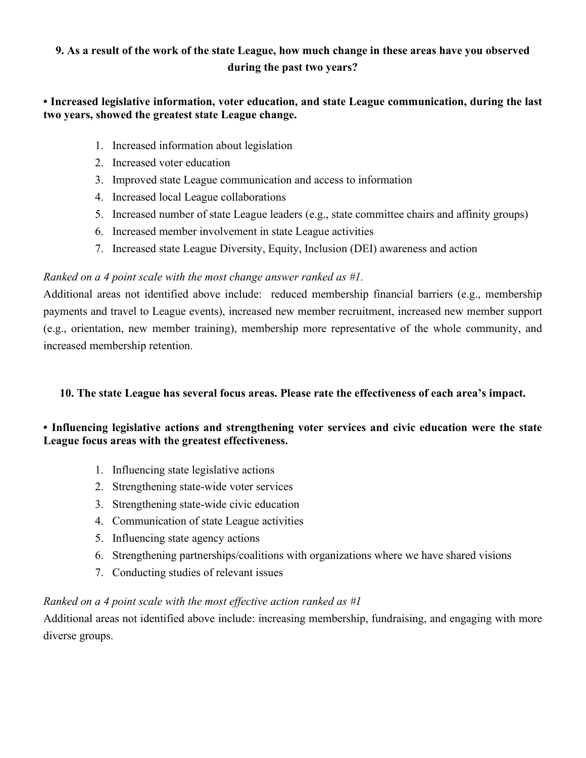### 9. As a result of the work of the state League, how much change in these areas have you observed during the past two years?

**• Increased legislative information, voter education, and state League communication, during the last two years, showed the greatest state League change.**

1. Increased information about legislation
2. Increased voter education
3. Improved state League communication and access to information
4. Increased local League collaborations
5. Increased number of state League leaders (e.g., state committee chairs and affinity groups)
6. Increased member involvement in state League activities
7. Increased state League Diversity, Equity, Inclusion (DEI) awareness and action

*Ranked on a 4 point scale with the most change answer ranked as #1.*

Additional areas not identified above include: reduced membership financial barriers (e.g., membership payments and travel to League events), increased new member recruitment, increased new member support (e.g., orientation, new member training), membership more representative of the whole community, and increased membership retention.

### 10. The state League has several focus areas. Please rate the effectiveness of each area's impact.

**• Influencing legislative actions and strengthening voter services and civic education were the state League focus areas with the greatest effectiveness.**

1. Influencing state legislative actions
2. Strengthening state-wide voter services
3. Strengthening state-wide civic education
4. Communication of state League activities
5. Influencing state agency actions
6. Strengthening partnerships/coalitions with organizations where we have shared visions
7. Conducting studies of relevant issues

*Ranked on a 4 point scale with the most effective action ranked as #1*

Additional areas not identified above include: increasing membership, fundraising, and engaging with more diverse groups.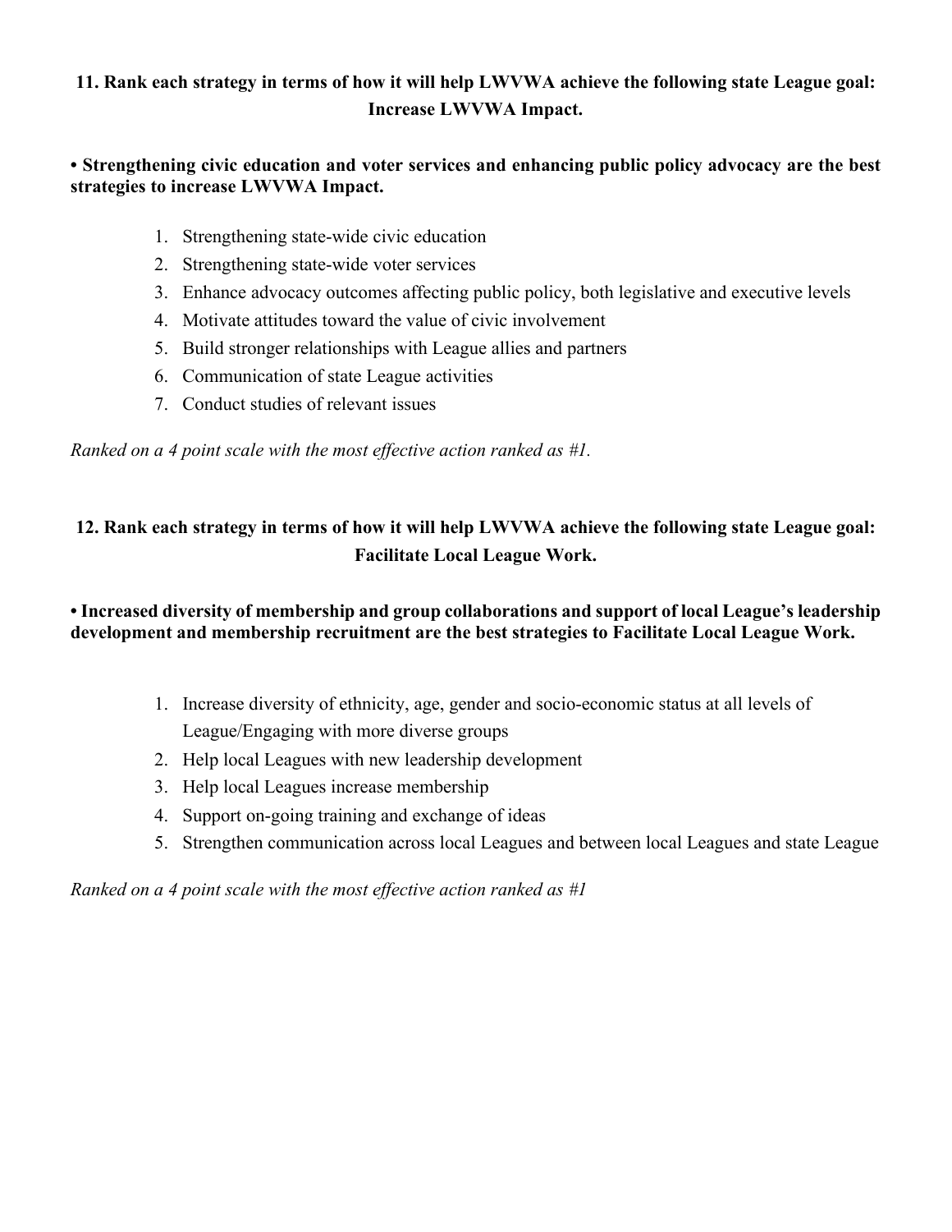**11. Rank each strategy in terms of how it will help LWVWA achieve the following state League goal: Increase LWVWA Impact.**

**• Strengthening civic education and voter services and enhancing public policy advocacy are the best strategies to increase LWVWA Impact.**

1. Strengthening state-wide civic education
2. Strengthening state-wide voter services
3. Enhance advocacy outcomes affecting public policy, both legislative and executive levels
4. Motivate attitudes toward the value of civic involvement
5. Build stronger relationships with League allies and partners
6. Communication of state League activities
7. Conduct studies of relevant issues

*Ranked on a 4 point scale with the most effective action ranked as #1.*

**12. Rank each strategy in terms of how it will help LWVWA achieve the following state League goal: Facilitate Local League Work.**

**• Increased diversity of membership and group collaborations and support of local League's leadership development and membership recruitment are the best strategies to Facilitate Local League Work.**

1. Increase diversity of ethnicity, age, gender and socio-economic status at all levels of League/Engaging with more diverse groups
2. Help local Leagues with new leadership development
3. Help local Leagues increase membership
4. Support on-going training and exchange of ideas
5. Strengthen communication across local Leagues and between local Leagues and state League

*Ranked on a 4 point scale with the most effective action ranked as #1*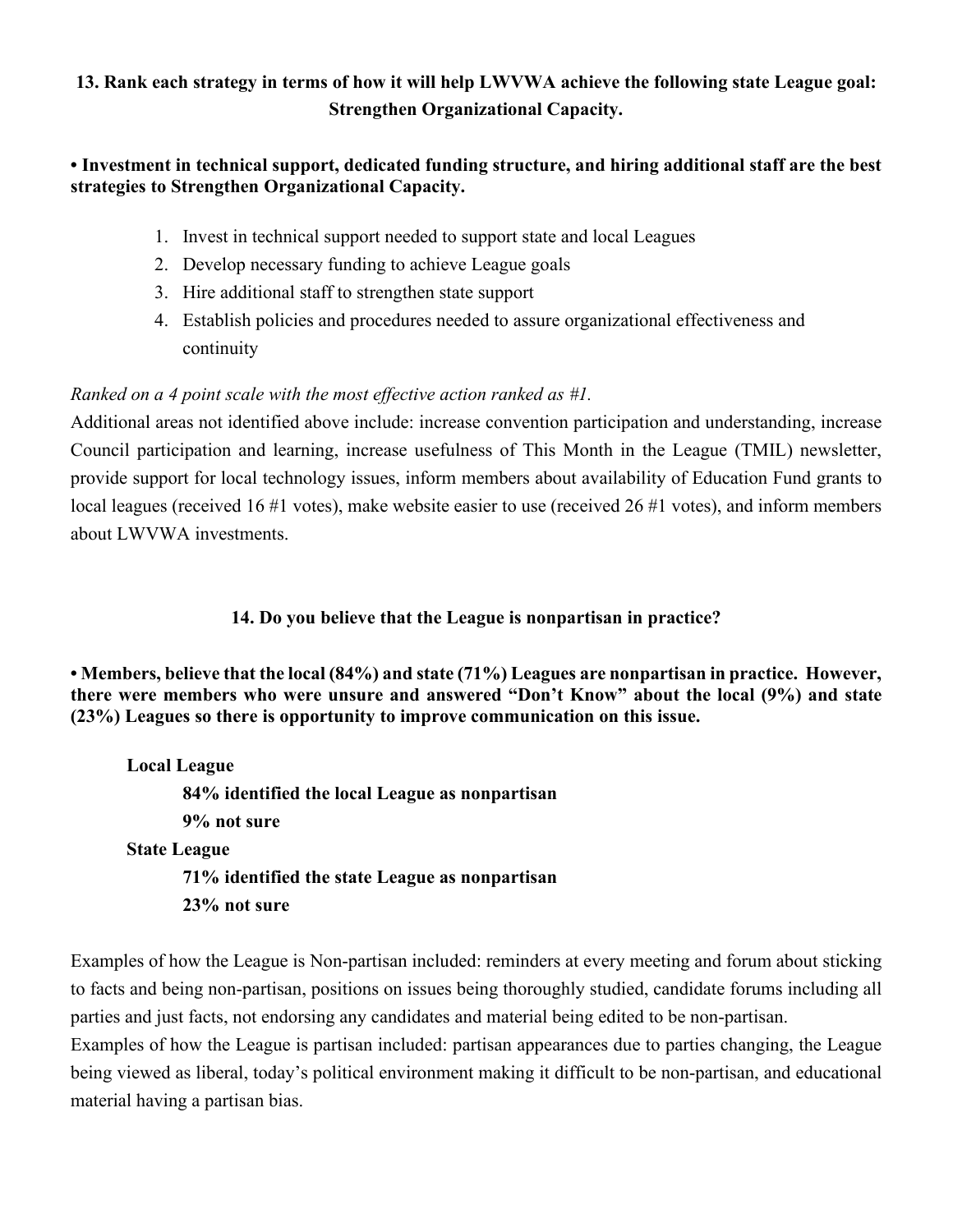### 13. Rank each strategy in terms of how it will help LWVWA achieve the following state League goal: Strengthen Organizational Capacity.

**• Investment in technical support, dedicated funding structure, and hiring additional staff are the best strategies to Strengthen Organizational Capacity.**

1. Invest in technical support needed to support state and local Leagues
2. Develop necessary funding to achieve League goals
3. Hire additional staff to strengthen state support
4. Establish policies and procedures needed to assure organizational effectiveness and continuity

*Ranked on a 4 point scale with the most effective action ranked as #1.*

Additional areas not identified above include: increase convention participation and understanding, increase Council participation and learning, increase usefulness of This Month in the League (TMIL) newsletter, provide support for local technology issues, inform members about availability of Education Fund grants to local leagues (received 16 #1 votes), make website easier to use (received 26 #1 votes), and inform members about LWVWA investments.

### 14. Do you believe that the League is nonpartisan in practice?

**• Members, believe that the local (84%) and state (71%) Leagues are nonpartisan in practice. However, there were members who were unsure and answered "Don't Know" about the local (9%) and state (23%) Leagues so there is opportunity to improve communication on this issue.**

**Local League**

- **84% identified the local League as nonpartisan**
- **9% not sure**

**State League**

- **71% identified the state League as nonpartisan**
- **23% not sure**

Examples of how the League is Non-partisan included: reminders at every meeting and forum about sticking to facts and being non-partisan, positions on issues being thoroughly studied, candidate forums including all parties and just facts, not endorsing any candidates and material being edited to be non-partisan.

Examples of how the League is partisan included: partisan appearances due to parties changing, the League being viewed as liberal, today's political environment making it difficult to be non-partisan, and educational material having a partisan bias.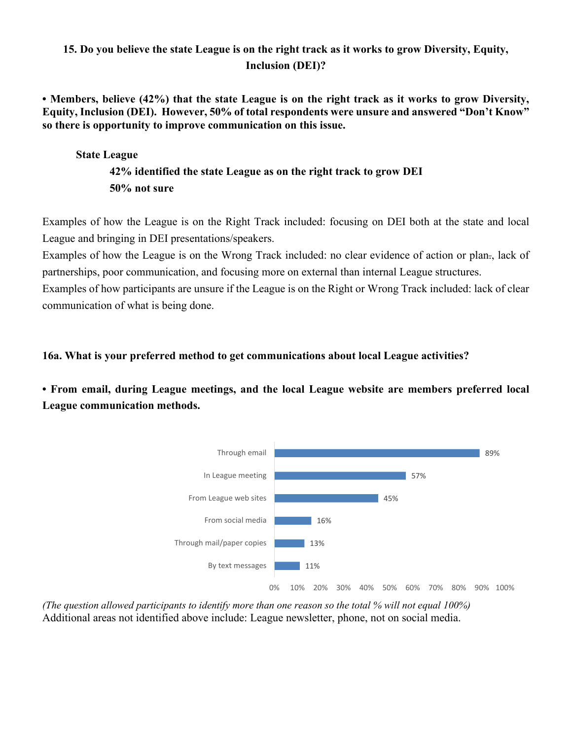### 15. Do you believe the state League is on the right track as it works to grow Diversity, Equity, Inclusion (DEI)?

**• Members, believe (42%) that the state League is on the right track as it works to grow Diversity, Equity, Inclusion (DEI). However, 50% of total respondents were unsure and answered "Don't Know" so there is opportunity to improve communication on this issue.**

**State League**

**42% identified the state League as on the right track to grow DEI**

**50% not sure**

Examples of how the League is on the Right Track included: focusing on DEI both at the state and local League and bringing in DEI presentations/speakers.

Examples of how the League is on the Wrong Track included: no clear evidence of action or plan., lack of partnerships, poor communication, and focusing more on external than internal League structures.

Examples of how participants are unsure if the League is on the Right or Wrong Track included: lack of clear communication of what is being done.

### 16a. What is your preferred method to get communications about local League activities?

**• From email, during League meetings, and the local League website are members preferred local League communication methods.**

| Method | % |
|---|---|
| Through email | 89% |
| In League meeting | 57% |
| From League web sites | 45% |
| From social media | 16% |
| Through mail/paper copies | 13% |
| By text messages | 11% |

*(The question allowed participants to identify more than one reason so the total % will not equal 100%)*

Additional areas not identified above include: League newsletter, phone, not on social media.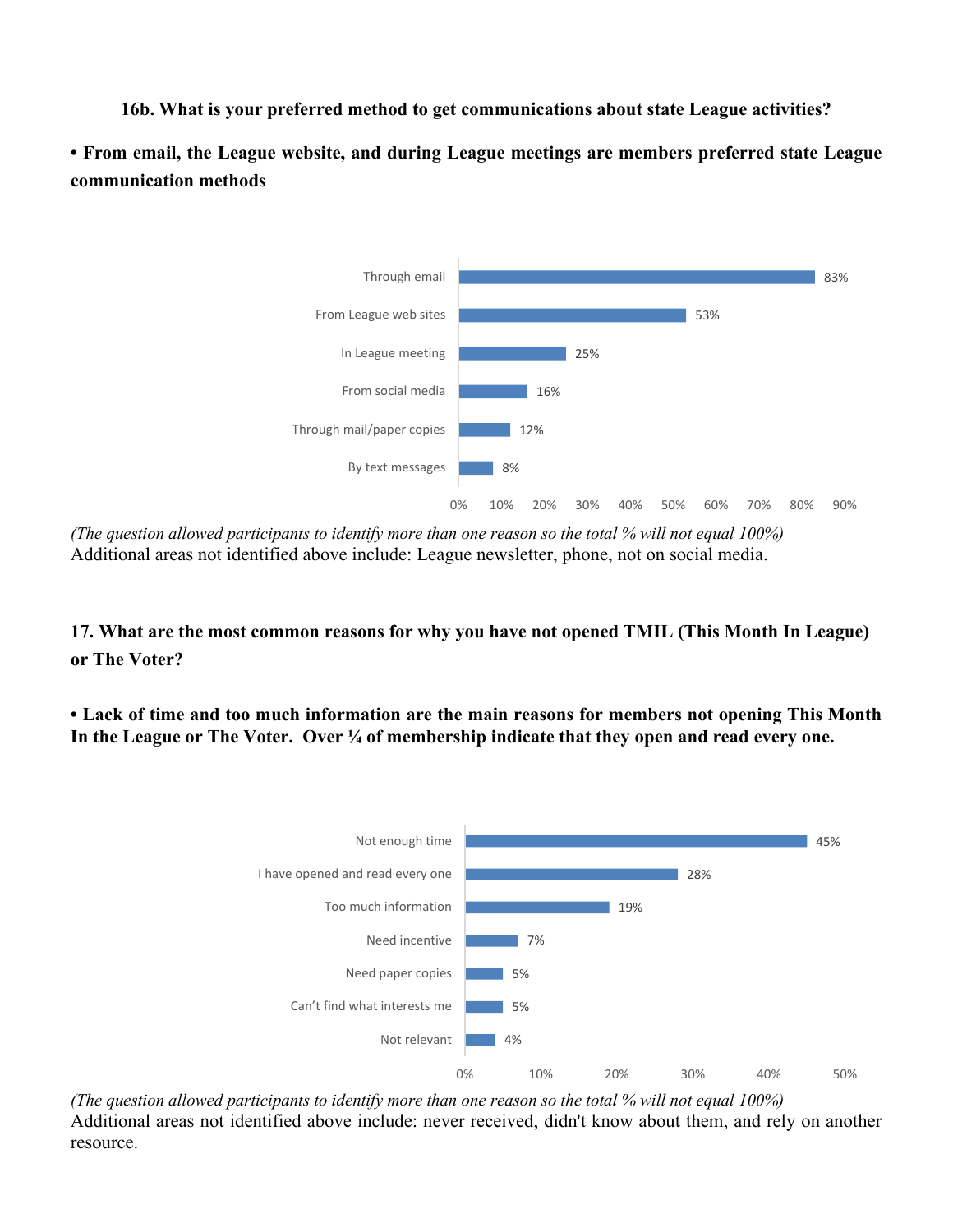**16b. What is your preferred method to get communications about state League activities?**

**• From email, the League website, and during League meetings are members preferred state League communication methods**

| Method | Percent |
|---|---|
| Through email | 83% |
| From League web sites | 53% |
| In League meeting | 25% |
| From social media | 16% |
| Through mail/paper copies | 12% |
| By text messages | 8% |

*(The question allowed participants to identify more than one reason so the total % will not equal 100%)*

Additional areas not identified above include: League newsletter, phone, not on social media.

**17. What are the most common reasons for why you have not opened TMIL (This Month In League) or The Voter?**

**• Lack of time and too much information are the main reasons for members not opening This Month In ~~the~~ League or The Voter. Over ¼ of membership indicate that they open and read every one.**

| Reason | Percent |
|---|---|
| Not enough time | 45% |
| I have opened and read every one | 28% |
| Too much information | 19% |
| Need incentive | 7% |
| Need paper copies | 5% |
| Can't find what interests me | 5% |
| Not relevant | 4% |

*(The question allowed participants to identify more than one reason so the total % will not equal 100%)*

Additional areas not identified above include: never received, didn't know about them, and rely on another resource.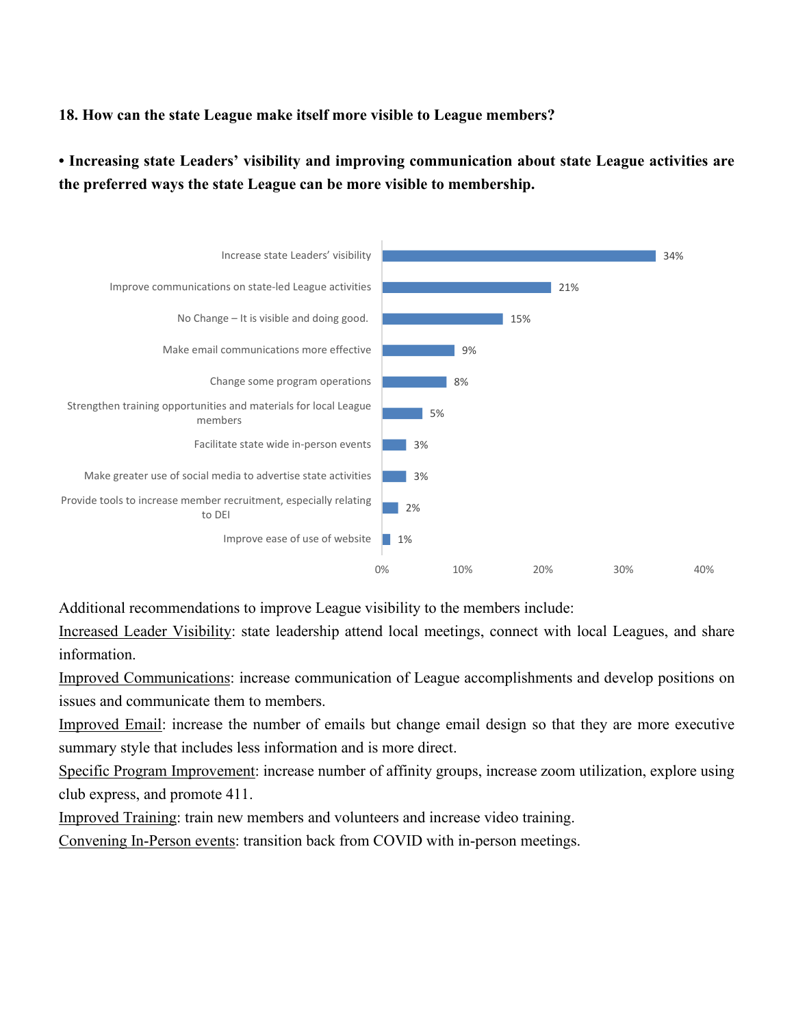**18. How can the state League make itself more visible to League members?**

**• Increasing state Leaders' visibility and improving communication about state League activities are the preferred ways the state League can be more visible to membership.**

| Response | Percent |
| --- | --- |
| Increase state Leaders' visibility | 34% |
| Improve communications on state-led League activities | 21% |
| No Change – It is visible and doing good. | 15% |
| Make email communications more effective | 9% |
| Change some program operations | 8% |
| Strengthen training opportunities and materials for local League members | 5% |
| Facilitate state wide in-person events | 3% |
| Make greater use of social media to advertise state activities | 3% |
| Provide tools to increase member recruitment, especially relating to DEI | 2% |
| Improve ease of use of website | 1% |

Additional recommendations to improve League visibility to the members include:

Increased Leader Visibility: state leadership attend local meetings, connect with local Leagues, and share information.

Improved Communications: increase communication of League accomplishments and develop positions on issues and communicate them to members.

Improved Email: increase the number of emails but change email design so that they are more executive summary style that includes less information and is more direct.

Specific Program Improvement: increase number of affinity groups, increase zoom utilization, explore using club express, and promote 411.

Improved Training: train new members and volunteers and increase video training.

Convening In-Person events: transition back from COVID with in-person meetings.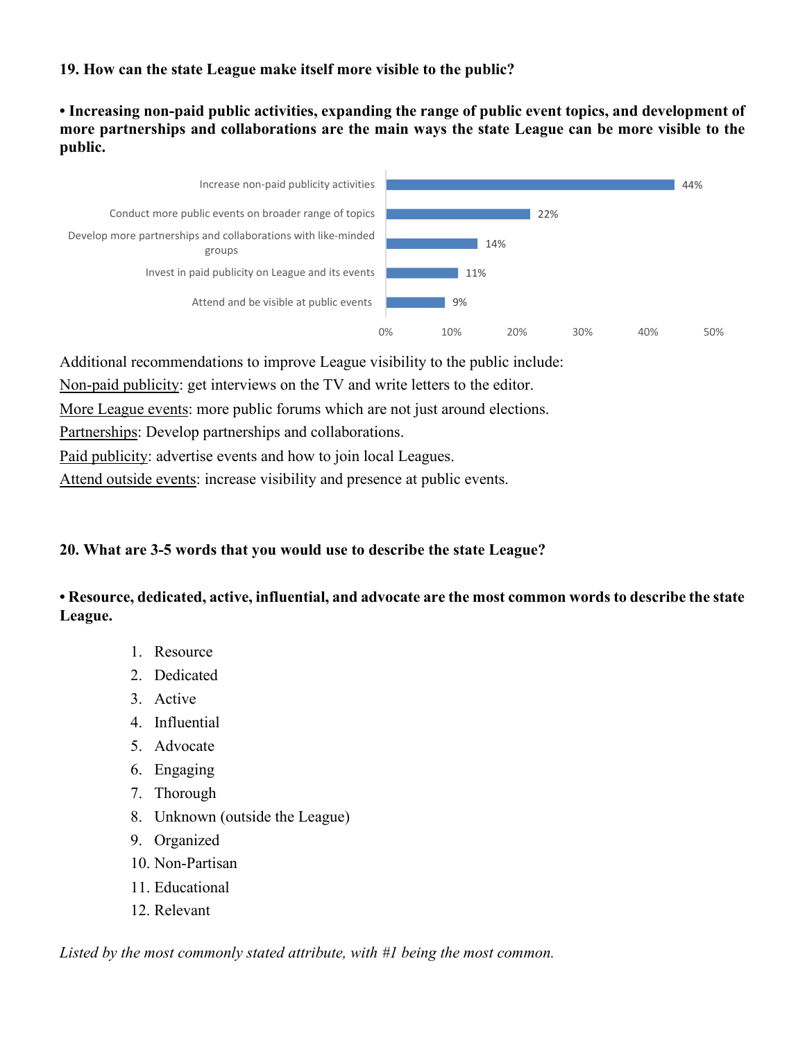**19. How can the state League make itself more visible to the public?**

**• Increasing non-paid public activities, expanding the range of public event topics, and development of more partnerships and collaborations are the main ways the state League can be more visible to the public.**

| Response | Percent |
|---|---|
| Increase non-paid publicity activities | 44% |
| Conduct more public events on broader range of topics | 22% |
| Develop more partnerships and collaborations with like-minded groups | 14% |
| Invest in paid publicity on League and its events | 11% |
| Attend and be visible at public events | 9% |

Additional recommendations to improve League visibility to the public include:

Non-paid publicity: get interviews on the TV and write letters to the editor.

More League events: more public forums which are not just around elections.

Partnerships: Develop partnerships and collaborations.

Paid publicity: advertise events and how to join local Leagues.

Attend outside events: increase visibility and presence at public events.

**20. What are 3-5 words that you would use to describe the state League?**

**• Resource, dedicated, active, influential, and advocate are the most common words to describe the state League.**

1. Resource
2. Dedicated
3. Active
4. Influential
5. Advocate
6. Engaging
7. Thorough
8. Unknown (outside the League)
9. Organized
10. Non-Partisan
11. Educational
12. Relevant

*Listed by the most commonly stated attribute, with #1 being the most common.*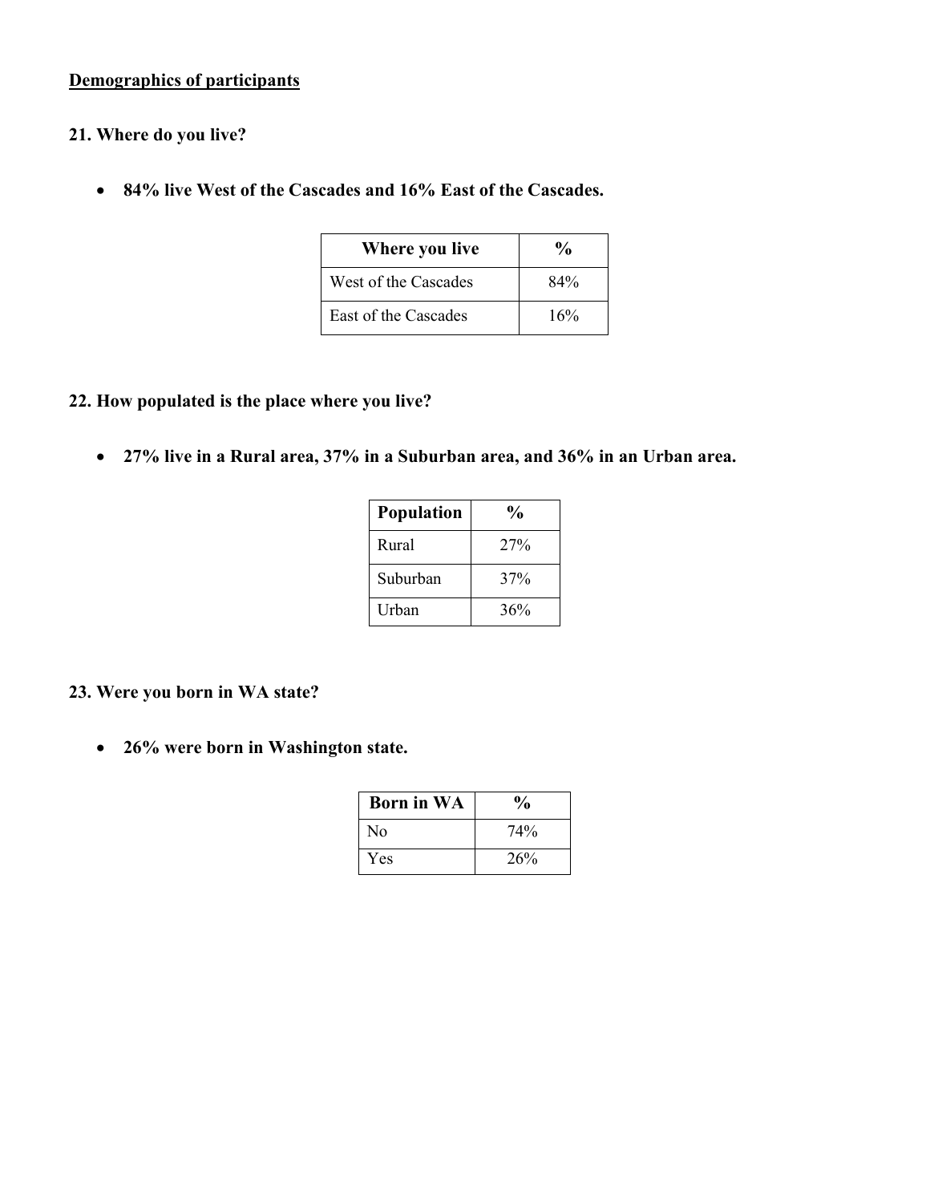**Demographics of participants**

**21. Where do you live?**

- **84% live West of the Cascades and 16% East of the Cascades.**

| Where you live | % |
|---|---|
| West of the Cascades | 84% |
| East of the Cascades | 16% |

**22. How populated is the place where you live?**

- **27% live in a Rural area, 37% in a Suburban area, and 36% in an Urban area.**

| Population | % |
|---|---|
| Rural | 27% |
| Suburban | 37% |
| Urban | 36% |

**23. Were you born in WA state?**

- **26% were born in Washington state.**

| Born in WA | % |
|---|---|
| No | 74% |
| Yes | 26% |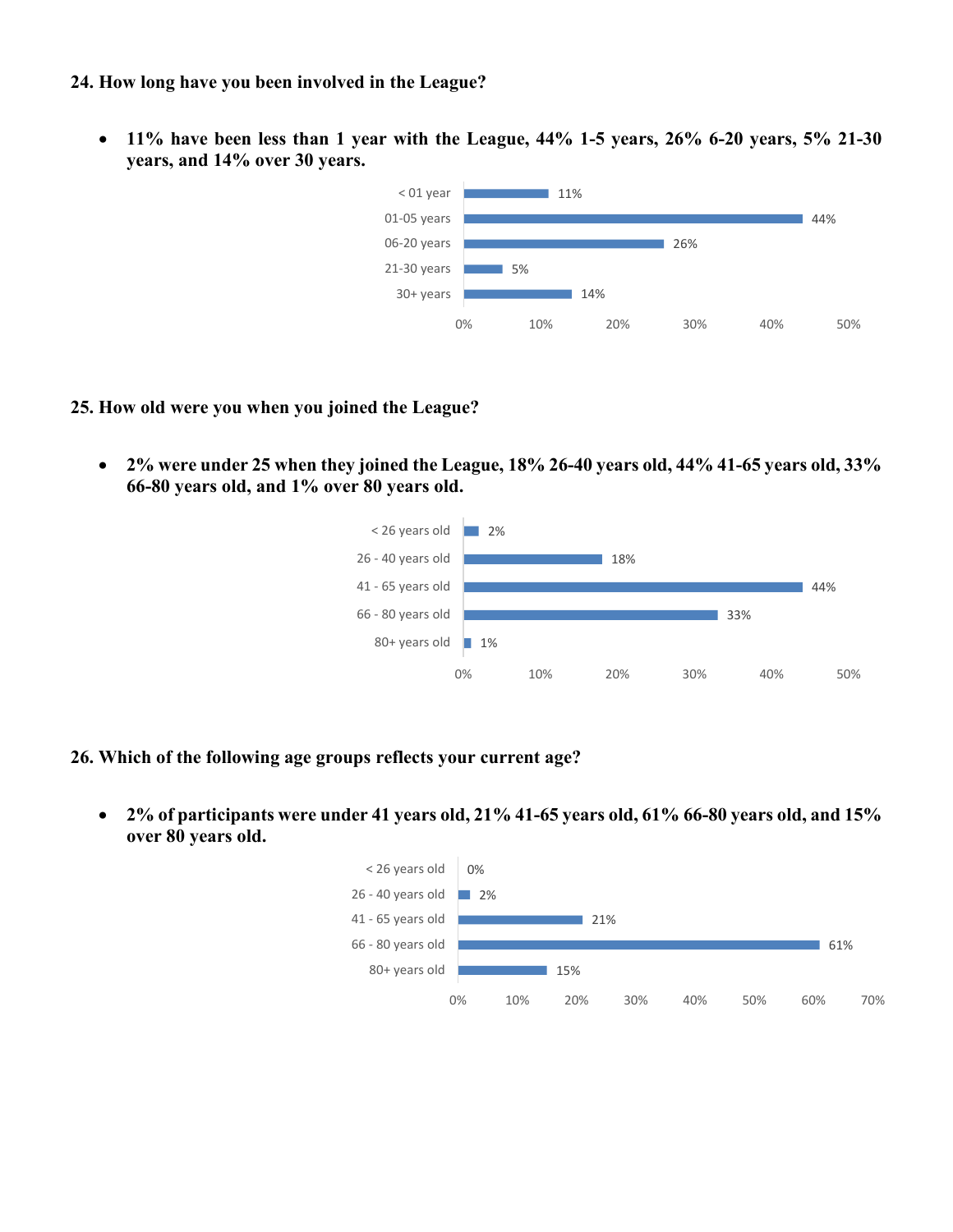**24. How long have you been involved in the League?**

- **11% have been less than 1 year with the League, 44% 1-5 years, 26% 6-20 years, 5% 21-30 years, and 14% over 30 years.**

| | |
|---|---|
| < 01 year | 11% |
| 01-05 years | 44% |
| 06-20 years | 26% |
| 21-30 years | 5% |
| 30+ years | 14% |

**25. How old were you when you joined the League?**

- **2% were under 25 when they joined the League, 18% 26-40 years old, 44% 41-65 years old, 33% 66-80 years old, and 1% over 80 years old.**

| | |
|---|---|
| < 26 years old | 2% |
| 26 - 40 years old | 18% |
| 41 - 65 years old | 44% |
| 66 - 80 years old | 33% |
| 80+ years old | 1% |

**26. Which of the following age groups reflects your current age?**

- **2% of participants were under 41 years old, 21% 41-65 years old, 61% 66-80 years old, and 15% over 80 years old.**

| | |
|---|---|
| < 26 years old | 0% |
| 26 - 40 years old | 2% |
| 41 - 65 years old | 21% |
| 66 - 80 years old | 61% |
| 80+ years old | 15% |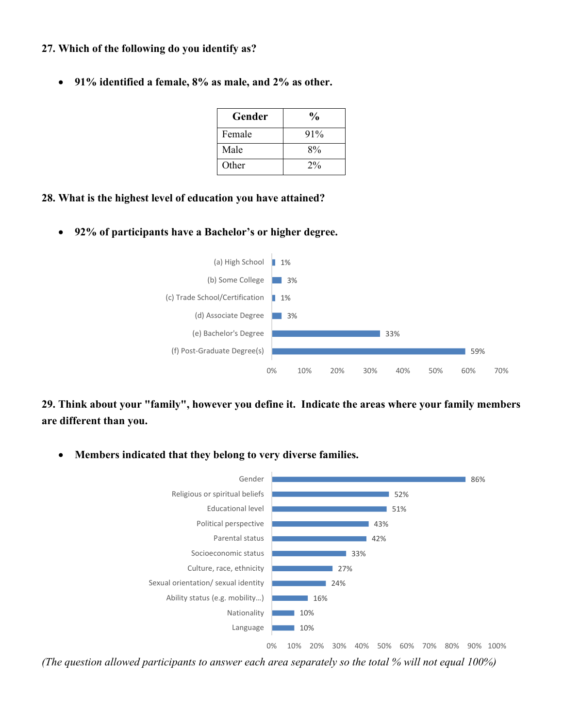**27. Which of the following do you identify as?**

- **91% identified a female, 8% as male, and 2% as other.**

| Gender | % |
|---|---|
| Female | 91% |
| Male | 8% |
| Other | 2% |

**28. What is the highest level of education you have attained?**

- **92% of participants have a Bachelor's or higher degree.**

(a) High School 1%
(b) Some College 3%
(c) Trade School/Certification 1%
(d) Associate Degree 3%
(e) Bachelor's Degree 33%
(f) Post-Graduate Degree(s) 59%

0% 10% 20% 30% 40% 50% 60% 70%

**29. Think about your "family", however you define it. Indicate the areas where your family members are different than you.**

- **Members indicated that they belong to very diverse families.**

Gender 86%
Religious or spiritual beliefs 52%
Educational level 51%
Political perspective 43%
Parental status 42%
Socioeconomic status 33%
Culture, race, ethnicity 27%
Sexual orientation/ sexual identity 24%
Ability status (e.g. mobility...) 16%
Nationality 10%
Language 10%

0% 10% 20% 30% 40% 50% 60% 70% 80% 90% 100%

*(The question allowed participants to answer each area separately so the total % will not equal 100%)*